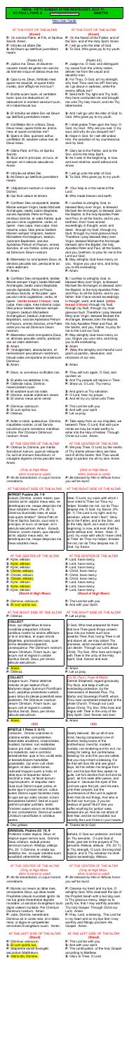# 5TH SUNDAY AFTER PENTECOST (JULY 11) ST. PIUS I, POPE & MARTYR

New User Guide

AT THE FOOT OF THE ALTAR
**(Kneel)**

**P:** In nómine Patris, ✠ et Fílii, et Spíritus Sancti. Amen.
**P:** Introíbo ad altáre Dei.
**S:** Ad Deum qui lætíficat juventútem meam.

(Psalm 42)

**P:** Júdica me, Deus, et discérne causam meam de gente non sancta: ab hómine iníquo et dolóso érue me.
**S:** Quia tu es, Deus, fortitúdo mea: quare me repulísti, et quare tristis incédo, dum afflígit me inimícus?
**P:** Emítte lucem tuam, et veritátem tuam: ipsa me deduxérunt, et adduxérunt in montem sanctum tuum, et in tabernácula tua.
**S:** Et introíbo ad altáre Dei: ad Deum qui lætíficat juventútem meam.
**P:** Confitébor tibi in cíthara, Deus, Deus meus: quare tristis es, ánima mea, et quare contúrbas me?
**S:** Spera in Deo, quóniam adhuc confitébor illi: salutáre vultus mei, et Deus meus.
**P:** Glória Patri, et Fílio, et Spirítui Sancto.
**S:** Sicut erat in princípio, et nunc, et semper: et in sǽcula sæculórum. Amen.
**P:** Introíbo ad altáre Dei.
**S:** Ad Deum qui lætíficat juventútem meam.
**P:** ✠Adjutórium nostrum in nómine Dómini.
**S:** Qui fecit cælum et terram.
**P:** Confíteor Deo omnipoténti, beátæ Maríæ semper Vírgini, beáto Michaéli Archángelo, beáto Joánni Baptístæ, sanctis Apóstolis Petro et Paulo, ómnibus Sanctis, et vobis fratres: quia peccávi nimis cogitatióne, verbo, et ópere: mea culpa, mea culpa, mea máxima culpa. Ideo precor beátam Maríam semper Vírginem, beátum Michaélem Archángelum, beátum Joánnem Baptístam, sanctos Apóstolos Petrum et Paulum, omnes Sanctos, et vos fratres, oráre pro me ad Dóminum Deum nostrum.
**S:** Misereátur tui omnípotens Deus, et, dimíssis peccátis tuis, perdúcat te ad vitam ætérnam.
**P:** Amen.
**S:** Confíteor Deo omnipoténti, beátæ Maríæ semper Vírgini, beáto Michaéli Archángelo, beáto Joánni Baptístæ, sanctis Apóstolis Petro et Paulo, ómnibus Sanctis, et tibi pater: quia peccávi nimis cogitatióne, verbo, et ópere: mea culpa, mea culpa, mea máxima culpa. Ideo precor beátam Maríam semper Vírginem, beátum Michaélem Archángelum, beátum Joánnem Baptístam, sanctos Apóstolos Petrum et Paulum, omnes Sanctos, et te Pater, oráre pro me ad Dóminum Deum nostrum.
**P:** Misereátur vestri omnípotens Deus, et, dimíssis peccátis vestris, perdúcat vos ad vitam ætérnam.
**S:** Amen.
**P:** ✠Indulgéntiam, absolutiónem, et remissiónem peccatórum nostrórum tríbuat nobis omnípotens et miséricors Dóminus.
**S:** Amen.
**P:** Deus, tu convérsus vivificábis nos.
**S:** Et plebs tua lætábitur in te.
**P:** Osténde nobis, Dómine, misericórdiam tuam.
**S:** Et salutáre tuum da nobis.
**P:** Dómine, exáudi oratiónem meam.
**S:** Et clamor meus ad te véniat.
**P:** Dóminus vobíscum.
**S:** Et cum spíritu tuo.
**P:** Orémus.
**P:** Aufer a nobis, quǽsumus, Dómine, iniquitátes nostras: ut ad Sancta sanctórum puris mereámur méntibus introíre. Per Christum Dóminum nostrum. Amen.

AT THE CENTER OF THE ALTAR
**P:** Orámus te, Dómine, per mérita Sanctórum tuórum, quorum relíquiæ hic sunt et ómnium Sanctórum: ut indulgére dignéris ómnia peccáta mea. Amen.

*(Only at High Mass when incense is used)*
**P:** Ab illo benedicáris, in cujus honóre cremáberis.

AT THE RIGHT SIDE OF THE ALTAR

**INTROIT Psalm 26: 7-9**
Exáudi, Dómine, vocem meam, qua clamávi ad te: adjútor meus esto, ne derelínquas me, neque despícias me, Deus salutáris meus. (Ps. 26: 1) Dóminus illuminátio mea, et salus mea: quem timébo? Glória Patri et Fílio et Spirítui Sancto, sicut erat in princípio, et nunc, et semper, et in sǽcula sæculórum. Amen. Exáudi, Dómine, vocem meam, qua clamávi ad te: adjútor meus esto, ne derelínquas me, neque despícias me, Deus salutáris meus.

AT THE CENTER OF THE ALTAR
**P:** Kýrie, eléison.
**S:** Kýrie, eléison.
**P:** Kýrie, eléison.
**S:** Christe, eléison.
**P:** Christe, eléison.
**S:** Christe, eléison.
**P:** Kýrie, eléison.
**S:** Kýrie, eléison.
**P:** Kýrie, eléison.
**(Stand at High Mass)**

**P:** Dóminus vobíscum.
**S:** Et cum spíritu tuo.

AT THE RIGHT SIDE OF THE ALTAR
**P:** Orémus.

**COLLECT**
Deus, qui diligéntibus te bona invisibília præparásti: infúnde córdibus nostris tui amóris afféctum; ut te in ómnibus, et super ómnia diligéntes, promissiónes tuas, quæ omne desidérium súperant, consequámur. Per Dóminum nostrum Jesum Christum, Fílium tuum, qui tecum vivit et regnat in unitáte Spíritus Sancti, Deus, per ómnia sǽcula sæculórum.
**S:** Amen.
**P:** Orémus.

**COLLECT**
Gregem tuum, Pastor ætérne, placátus inténde: et per beátum Pium Mártyrem atque Summum Pontíficem tuum, perpétua protectióne custódi; quem totíus Ecclésiæ præstitísti esse pastórem. Per Dóminum nostrum Jesum Christum, Fílium tuum, qui tecum vivit et regnat in unitáte Spíritus Sancti, Deus, per ómnia sǽcula sæculórum.
**S:** Amen.

**(Sit)**

**EPISTLE 1 Peter 3: 8-15**
Caríssimi: Omnes unánimes in oratióne estóte, compatiéntes, fraternitátis amatóres, misericórdes, modésti, húmiles: non reddéntes malum pro malo, nec maledíctum pro maledícto, sed e contrário benedicéntes: quia in hoc vocáti estis, ut benedictiónem hereditáte possideátis. Qui enim vult vitam dilígere, et dies vidére bonos, coérceat linguam suam a malo, et lábia ejus ne loquántur dolum. Declínet a malo, et fáciat bonum: inquírat pacem, et sequátur eam: quia óculi Dómini super justos, et aures ejus in preces eórum: vultus autem Dómini super faciéntes mala. Et quis est qui vobis nóceat, si boni æmulatóres fuéritis? Sed et si quid patímini propter justítiam, beáti. Timórem autem eórum ne timuéritis: et non conturbémini. Dóminum autem Christum sanctificáte in córdibus vestris.
**S:** Deo grátias.

**GRADUAL Psalms 83: 10, 9**
Protéctor noster áspice, Deus: et réspice super servos tuos. Dómine Deus virtútum, exáudi preces servórum tuórum. Allelúja, allelúja. (Ps. 20: 1) Dómine, in virtúte tua lætábitur rex: et super salutáre tuum exsultábit veheménter. Allelúja.

AT THE CENTER OF THE ALTAR
*(Only at High Mass when incense is used)*
**P:** Ab illo benedicáris, in cujus honóre cremáberis.

**P:** Munda cor meum, ac lábia mea, omnípotens Deus, qui lábia Isaíæ Prophétæ cálculo mundásti igníto: ita me tua grata miseratióne dignáre mundáre, ut sanctum Evangélium tuum digne váleam nuntiáre. Per Christum Dóminum nostrum. Amen.
**P:** Jube, Dómine, benedícere. Dóminus sit in corde meo, et in lábiis meis: ut digne et competénter annúntiem Evangélium suum. Amen.

AT THE LEFT SIDE OF THE ALTAR
**(Stand)**
**P:** Dóminus vobíscum.
**S:** Et cum spíritu tuo.
**P:** ✠Sequéntia sancti Evangélii secúndum Matthǽum.
**S:** Glória tibi, Dómine.

---

# New User Guide

AT THE FOOT OF THE ALTAR
**(Kneel)**

**P:** In the Name of the Father, and of the Son, and of the Holy Spirit. Amen.
**P:** I will go unto the altar of God.
**S:** To God, Who gives joy to my youth.

(Psalm 42)

**P:** Judge me, O God, and distinguish my cause from the unholy nation; deliver me from the unjust and deceitful man.
**S:** For Thou, O God, art my strength; why hast Thou cast me off? And why do I go about in sadness, while the enemy afflicts me?
**P:** Send forth Thy light and Thy truth: they have led me and brought me unto Thy holy mount, and into Thy tabernacles.
**S:** And I will go unto the altar of God: to God, Who gives joy to my youth.
**P:** I shall praise Thee upon the harp, O God, my God. Why are you sad, O my soul, and why do you disquiet me?
**S:** Hope in God, for I will still praise Him, the salvation of my countenance, and my God.
**P:** Glory be to the Father, and to the Son, and to the Holy Spirit.
**S:** As it was in the beginning, is now, and ever shall be, world without end. Amen.
**P:** I will go unto the altar of God.
**S:** To God, Who gives joy to my youth.
**P:** ✠Our help is in the name of the Lord.
**S:** Who made heaven and earth.
**P:** I confess to almighty God, to blessed Mary ever Virgin, to blessed Michael the Archangel, to blessed John the Baptist, to the holy Apostles Peter and Paul, to all the Saints, and to you, brethren, that I have sinned exceedingly in thought, word, and deed: through my fault, through my fault, through my most grievous fault. Therefore, I beseech blessed Mary ever Virgin, blessed Michael the Archangel, blessed John the Baptist, the holy Apostles Peter and Paul, all the Saints, and you, brethren, to pray for me to the Lord our God.
**S:** May almighty God have mercy on you, forgive you your sins, and bring you to life everlasting.
**P:** Amen.
**S:** I confess to almighty God, to blessed Mary ever Virgin, to blessed Michael the Archangel, to blessed John the Baptist, to the holy Apostles Peter and Paul, to all the Saints, and to you, father: that I have sinned exceedingly in thought, word, and deed: through my fault, through my fault, through my most grievous fault. Therefore, I pray blessed Mary ever Virgin, blessed Michael the Archangel, blessed John the Baptist, the holy Apostles Peter and Paul, all the Saints, and you, father, to pray for me to the Lord our God.
**P:** May almighty God have mercy on you, forgive you your sins, and bring you to life everlasting.
**S:** Amen.
**P:** ✠May the almighty and merciful Lord grant us pardon, absolution, and remission of our sins.
**S:** Amen.
**P:** Thou wilt turn again, O God, and quicken us.
**S:** And Thy people will rejoice in Thee.
**P:** Show us, O Lord, Thy mercy.
**S:** And grant us Thy salvation.
**P:** O Lord, hear my prayer.
**S:** And let my cry come unto Thee.
**P:** The Lord be with you.
**S:** And with your Spirit.
**P:** Let us pray.
**P:** Take away from us our iniquities, we beseech Thee, O Lord; that with pure minds we may be made worthy to enter into the Holy of Holies. Through Christ our Lord. Amen.

AT THE CENTER OF THE ALTAR
**P:** We pray Thee, O Lord, by the merits of Thy Saints whose relics are here, and of all the Saints: that Thou would deign to pardon me all my sins. Amen.

*(Only at High Mass when incense is used)*
**P:** Be blessed by Him in Whose honor you will be burnt.

AT THE RIGHT SIDE OF THE ALTAR

Hear, O Lord, my voice with which I have cried to Thee: be Thou my helper, forsake me not; and do Thou despise me, O God, my Savior. (Ps. 26: 1) The Lord is my light and my salvation, whom shall I fear? Glory be to the Father, and to the Son, and to the Holy Spirit, as it was in the beginning, is now, and ever shall be, world without end. Amen. Hear, O Lord, my voice with which I have cried to Thee: be Thou my helper, forsake me not; and do Thou despise me, O God, my Savior.

AT THE CENTER OF THE ALTAR
**P:** Lord, have mercy.
**S:** Lord, have mercy.
**P:** Lord, have mercy.
**S:** Christ, have mercy.
**P:** Christ, have mercy.
**S:** Christ, have mercy.
**P:** Lord, have mercy.
**S:** Lord, have mercy.
**P:** Lord, have mercy.
**(Stand at High Mass)**

**P:** The Lord be with you.
**S:** And with your Spirit.

AT THE RIGHT SIDE OF THE ALTAR
**P:** Let us pray.

O God, Who hast prepared for them that love Thee good things unseen; pour into our hearts such love towards Thee, that we, loving Thee in all things and above all, may obtain Thy promises, which exceed all that we can desire. Through our Lord Jesus Christ, Thy Son, Who lives and reigns with Thee in the unity of the Holy Spirit, God, forever and ever.
**S:** Amen.
**P:** Let us pray.

**For St. Pius I, Pope & Martyr**
Eternal Shepherd, regard graciously Thy flock, and keep it with an everlasting protection, by the intercession of blessed Pius, Thy Martyr and Sovereign Pontiff, whom Thou didst constitute shepherd of the whole Church. Through our Lord Jesus Christ, Thy Son, Who lives and reigns with Thee in the unity of the Holy Spirit, God, forever and ever.
**S:** Amen.

**(Sit)**

Dearly beloved: Be ye all of one mind, having compassion one of another, being lovers of the brotherhood, merciful, modest, humble, not rendering evil for evil, nor railing for railing, but contrariwise, blessing: for unto this are you called, that you may inherit a blessing. For he that will love life and see good days, let him refrain his tongue from evil, and his lips that they speak no guile. Let him decline from evil and do good; let him seek peace, and pursue it. Because the eyes of the Lord are upon the just, and his ears unto their prayers: but the countenance of the Lord is against them that do evil things. And who is he that can hurt you, if you be zealous of good? But if also you suffer anything for justice's sake, blessed are ye. And be not afraid of their fear, and be not troubled; but sanctify the Lord Christ in your hearts.
**S:** Thanks be to God.

Behold, O God our protector, and look on Thy servants. O Lord God of hosts, give ear to the prayers of Thy servants. Alleluia, alleluia. (Ps. 20: 1) In Thy strength, O Lord, the king shall rejoice; and in Thy salvation he shall rejoice exceedingly. Alleluia.

AT THE CENTER OF THE ALTAR
*(Only at High Mass when incense is used)*
**P:** Be blessed by Him in Whose honor you will be burnt.

**P:** Cleanse my heart and my lips, O almighty God, Who cleansed the lips of the prophet Isaiah with a burning coal. In Thy gracious mercy, deign so to purify me, that I may worthily proclaim Thy holy Gospel. Through Christ our Lord. Amen.
**P:** Give me, O Lord, a blessing. The Lord be in my heart and on my lips that I may worthily and fittingly proclaim His Gospel. Amen.

AT THE LEFT SIDE OF THE ALTAR
**(Stand)**
**P:** The Lord be with you.
**S:** And with your Spirit.
**P:** ✠The continuation of the holy Gospel according to Matthew.
**S:** Glory to Thee, O Lord.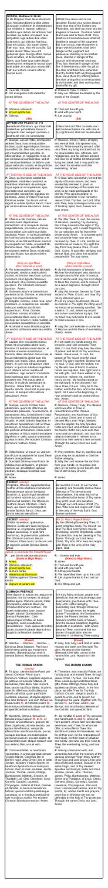**GOSPEL Matthew 5: 20-24**

In illo tempore: Dixit Jesus discipulis suis: Nisi abundaverit justitia vestra plus quam scribarum et pharisaeorum, non intrabitis in regnum caelorum. Audistis quia dictum est antiquis: Non occides; qui autem occiderit, reus erit judicio. Ego autem dico vobis: quia omnis, qui irascitur fratri suo, reus erit judicio. Qui autem dixerit fratri suo, raca: reus erit concilio. Qui autem dixerit: fatue: reus erit gehennae ignis. Si ergo offers munus tuum ad altare, et ibi recordatus fueris, quia frater tuus habet aliquid adversum te: relinque ibi munus tuum ante altare, et vade prius reconciliari fratri tuo: et tunc veniens offeres munus tuum.

At that time Jesus said to His disciples: Except your justice abound more than that of the Scribes and Pharisees, you shall not enter into the kingdom of heaven. You have heard that it was said to them of old: Thou shalt not kill and whosoever shall kill, shall be in danger of the judgment. But I say to you, that whosoever is angry with his brother, shall be in danger of the judgment and whosoever shall say to his brother: Raca, shall be in danger of the council; and whosoever shall say: Thou fool, shall be in danger of hell fire. If therefore thou offer thy gift at the altar, and there thou remember that thy brother hath anything against thee; leave there thy offering before the altar, and go first to be reconciled to thy brother: and then coming thou shalt offer thy gift.

**S:** Laus tibi, Christe.
**P:** Per evangelica dicta deleantur nostra delicta.

**S:** Praise be to Thee, O Christ.
**P:** May our offenses be erased by the words of the Gospel.

AT THE CENTER OF THE ALTAR

**P:** Dominus vobiscum.
**S:** Et cum spiritu tuo.
**P:** Oremus.

**P:** The Lord be with you.
**S:** And with your spirit.
**P:** Let us pray.

**(Sit)**

**OFFERTORY Psalm 15: 7-8**

Benedicam Dominum, qui tribuit mihi intellectum; providebam Deum in conspectu meo semper: quoniam a dextris est mihi, ne commovear.

I will bless the Lord Who counseled me; I set God always in my sight; for He is at my right hand that I be not disturbed.

**P:** Suscipe, sancte Pater, omnipotens aeterne Deus, hanc immaculatam hostiam, quam ego indignus famulus tuus offero tibi, Deo meo vivo et vero, pro innumerabilibus peccatis, et offensionibus, et negligentiis meis, et pro omnibus circumstantibus, sed et pro omnibus fidelibus christianis vivis atque defunctis: ut mihi, et illis proficiat ad salutem in vitam aeternam. Amen.

**P:** Receive, O Holy Father, almighty and eternal God, this spotless host, which I, Thine unworthy servant, offer unto Thee, my living and true God, for my innumerable sins, offenses, and negligences, and for all here present; and also for all faithful Christians both living and dead, that it may profit me and them for salvation unto life everlasting. Amen.

AT THE RIGHT SIDE OF THE ALTAR

**P:** Deus, qui humanae substantiae dignitatem mirabiliter condidisti, et mirabilius reformasti: da nobis per hujus aquae et vini mysterium, ejus divinitatis esse consortes, qui humanitatis nostrae fieri dignatus est particeps, Jesus Christus, Filius tuus, Dominus noster: Qui tecum vivit et regnat in unitate Spiritus Sancti, Deus: per omnia saecula saeculorum. Amen.

**P:** O God, Who wonderfully formed the dignity of human nature and still more wonderfully restored it, grant us through the mystery of this water and wine, to be made partakers of His divinity, Who condescended to become partaker of our humanity, Jesus Christ, Thy Son, our Lord; Who with Thee, lives and reigns in the unity of the Holy Spirit, God, forever and ever. Amen.

AT THE CENTER OF THE ALTAR

**P:** Offerimus tibi, Domine, calicem salutaris tuam deprecantes clementiam: ut in conspectu divinae majestatis tuae, pro nostra, et totius mundi salute cum odore suavitatis ascendat. Amen. In spiritu humilitatis, et in animo contrito suscipiamur a te, Domine; et sic fiat sacrificium nostrum in conspectu tuo hodie, ut placeat tibi, Domine Deus. Veni, sanctificator omnipotens aeterne Deus: et benedic hoc sacrificium, tuo sancto nomini praeparatum.

**P:** We offer Thee, O Lord, the chalice of salvation, beseeching Thy clemency, that it may ascend in the sight of Thy divine majesty, with a sweet fragrance, for our salvation and for that of the whole world. Amen. In a humble spirit and a contrite heart may we be received by Thee, O Lord, and let our sacrifice be so made in Thy sight this day, that it may please Thee, O Lord God. Come, O sanctifier, almighty and eternal God, and bless this sacrifice prepared for Thy holy name.

*(Only at High Mass when incense is used)*

*P: Per intercessionem beati Michaelis Archangeli, stantis a dextris altaris incensi, et omnium electorum suorum, incensum istud dignetur Dominus benedicere, et in odorem suavitatis accipere. Per Christum Dominum nostrum. Amen.*

*P: Incensum istud a te benedictum, ascendat ad te, Domine, et descendat super nos misericordia tua.*

*P: Dirigatur, Domine, oratio mea, sicut incensum, in conspectu tuo: elevatio manuum mearum sacrificium vespertinum. Pone, Domine, custodiam ori meo, et ostium circumstantiae labiis meis: ut non declinet cor meum in verba malitiae, ad excusandas excusationes in peccatis.*

*P: Accendat in nobis Dominus ignem sui amoris, et flammam aeternae caritatis. Amen.*

*(Only at High Mass when incense is used)*

*P: By the intercession of blessed Michael the archangel, who stands at the right hand of the altar of incense, and of all His elect, may the Lord vouchsafe to bless this incense, and to receive it as a sweet fragrance, through Christ our Lord. Amen.*

*P: May this incense, blessed by Thee, ascend to Thee, O Lord, and may Thy mercy descend upon us.*

*P: Let my prayer be directed, O Lord, as incense in Thy sight; the lifting up of my hands as an evening sacrifice. Set a watch, O Lord, before my mouth, and a door round about my lips, that my heart may not incline to evil words to make excuses in sins.*

*P: May the Lord enkindle in us the fire of His love and the flame of everlasting charity. Amen.*

AT THE RIGHT SIDE OF THE ALTAR

**P:** Lavabo inter innocentes manus meas: et circumdabo altare tuum, Domine: Ut audiam vocem laudis, et enarrem universa mirabilia tua. Domine, dilexi decorem domus tuae et locum habitationis gloriae tuae. Ne perdas cum impiis, Deus, animam meam, et cum viris sanguinum vitam meam: In quorum manibus iniquitates sunt: dextera eorum repleta est muneribus. Ego autem in innocentia mea ingressus sum: redime me, et miserere mei. Pes meus stetit in directo: in ecclesiis benedicam te, Domine. Gloria Patri, et Filio, et Spiritui Sancto. Sicut erat in principio, et nunc, et semper: et in saecula saeculorum. Amen.

**P:** I will wash my hands among the innocent, and I will compass Thine altar, O Lord, that I may hear the voice of praise: and tell of all Thy wondrous works. I have loved, O Lord, the beauty of Thy house and the place where Thy glory dwelleth. Destroy not my soul, O God, with the wicked, nor my life with men of blood. In whose hands are iniquities, their right hand is full with gifts. But I have walked in my innocence: redeem me, and have mercy on me. My foot hath stood in the right path; in the churches I will bless Thee, O Lord. Glory be to the Father, and to the Son, and to the Holy Spirit. As it was in the beginning, is now, and ever shall be, world without end. Amen.

AT THE CENTER OF THE ALTAR

**P:** Suscipe, sancta Trinitas, hanc oblationem, quam tibi offerimus ob memoriam passionis, resurrectionis, et ascensionis Jesu Christi Domini nostri: et in honorem beatae Mariae semper Virginis, et beati Joannis Baptistae, et sanctorum Apostolorum Petri et Pauli, et istorum, et omnium Sanctorum: ut illis proficiat ad honorem, nobis autem ad salutem: et illi pro nobis intercedere dignentur in caelis, quorum memoriam agimus in terris. Per eumdem Christum Dominum nostrum. Amen.

**P:** Receive, O Holy Trinity, this oblation which we offer to Thee in remembrance of the Passion, Resurrection, and Ascension of Our Lord Jesus Christ, and in honor of Blessed Mary, ever Virgin, blessed John the Baptist, the holy Apostles Peter and Paul, and of these and of all the Saints; that it may avail unto their honor and our salvation, and may they deign to intercede in heaven for us who honor their memory here on earth. Through the same Christ, our Lord. Amen.

**P:** Orate fratres: ut meum ac vestrum sacrificium acceptabile fiat apud Deum Patrem omnipotentem.
**S:** Suscipiat Dominus sacrificium de manibus tuis ad laudem, et gloriam nominis sui, ad utilitatem quoque nostram, totiusque Ecclesiae suae sanctae.
**P:** Amen.

**P:** Pray brethren, that my sacrifice and yours may be acceptable to God the Father almighty.
**S:** May the Lord receive the sacrifice from your hands, to the praise and glory of His name, to our benefit, and that of all His holy Church.
**P:** Amen.

**SECRET** *(silently)*

Propitiare, Domine, supplicationibus nostris: et has oblationes famulorum famularumque tuarum benignus assume; ut, quod singuli obtulerunt ad honorem nominis tui, cunctis proficiat ad salutem. Per Dominum nostrum Jesum Christum, Filium tuum, qui tecum vivit et regnat in unitate Spiritus Sancti, Deus, per omnia saecula saeculorum.

Be merciful, O Lord, to our humble pleading and favorably receive these offerings of Thy servants and handmaidens, that what each of us has offered to the honor of Thy name, may avail to all unto salvation. Through our Lord Jesus Christ, Thy Son, Who lives and reigns with Thee in the unity of the Holy Spirit, God, forever and ever.

**SECRET** *(silent)*

Sabbatis naturalibus, quibusvis Dominicis Ecclesiae quam benignus illumina, et Exercitui perpetuo publica atque succurrere: ut grati tibi semper fiamus, ut auxiliumque tuum sentiam gratiam. Per Dominum nostrum Jesum Christum, Filium tuum, qui tecum vivit et regnat in unitate Spiritus Sancti, Deus.

For St. Paul, Pope & Martyr

By the offered gifts we beg Thee, O Lord, enlighten kindly Thy Church so that Thy flock may everywhere be increasing, and the Shepherds, under Thy direction, may be pleasing to Thy name. Through our Lord Jesus Christ, Thy Son, Who lives and reigns with Thee in the unity of the Holy Spirit, God.

*Here ends the Secret Prayer*

**P:** ...per omnia saecula saeculorum.
**(Stand at High Mass)**
**S:** Amen.
**P:** Dominus vobiscum.
**S:** Et cum spiritu tuo.
**P:** Sursum corda.
**S:** Habemus ad Dominum.
**P:** Gratias agamus Domino Deo nostro.
**S:** Dignum et justum est.

**P:** ...forever and ever.
**(Stand at High Mass)**
**S:** Amen.
**P:** The Lord be with you.
**S:** And with your spirit.
**P:** Lift up your hearts.
**S:** We have lifted them up to the Lord.
**P:** Let us give thanks to the Lord our God.
**S:** It is fitting and just.

**COMMON PREFACE**

Vere dignum et justum est, aequum et salutare, nos tibi semper, et ubique gratias agere: Domine sancte, Pater omnipotens, aeterne Deus: per Christum Dominum nostrum. Per quem majestatem tuam laudant Angeli, adorant Dominationes, tremunt Potestates. Caeli caelorumque Virtutes, ac beata Seraphim, socia exsultatione concelebrant. Cum quibus et nostras voces ut admitti jubeas, deprecamur, supplici confessione dicentes:

It is truly fitting and just, proper and beneficial, that we should always and everywhere, give thanks unto Thee, holy Lord, Father almighty, everlasting God, through Christ our Lord. Through Whom the Angels praise Thy majesty, the Dominations adore it, the Powers tremble before it, the heavens and the heavenly hosts and the blessed Seraphim, together celebrate in exultation. With whom, we pray Thee, join our own voices of supplication while we admitted in confessing Thee saying:

**(Kneel)**

**P:** Sanctus, Sanctus, Sanctus Dominus Deus Sabaoth. Pleni sunt caeli et terra gloria tua. Hosanna in excelsis. Benedictus qui venit in nomine Domini. Hosanna in excelsis.

**P:** Holy, holy, holy, Lord God of Hosts! Heaven and earth are filled with Thy glory. Hosanna in the highest! Blessed is He who comes in the name of the Lord. Hosanna in the highest!

**THE ROMAN CANON**

**P:** Te igitur, clementissime Pater, per Jesum Christum Filium tuum, Dominum nostrum, supplices rogamus, ac petimus uti accepta habeas, et benedicas, haec dona, haec munera, haec sancta sacrificia illibata, in primis, quae tibi offerimus pro Ecclesia tua sancta catholica: quam pacificare, custodire, adunare, et regere digneris, toto orbe terrarum: una cum famulo tuo Papa nostro N., et Antistite nostro N., et omnibus orthodoxis, atque catholicae et apostolicae fidei cultoribus.

**P:** Therefore, most merciful Father, we humbly pray and entreat Thee, through Jesus Christ, Thy Son, Our Lord, that Thou would accept and bless these gifts, these offerings, these holy and unblemished sacrifices, which in the first place, we offer Thee for Thy holy Catholic Church, that it may please Thee to grant her peace, to guard, unite, and guide her throughout the world, together with Thy servant N., our Pope, and N., our Bishop; and all orthodox believers of the Catholic and apostolic faith.

**P:** Memento, Domine, famulorum, famularumque tuarum N. et N. et omnium circumstantium, quorum tibi fides cognita est, et nota devotio, pro quibus tibi offerimus: vel qui tibi offerunt hoc sacrificium laudis, pro se, suisque omnibus: pro redemptione animarum suarum, pro spe salutis, et incolumitatis suae: tibique reddunt vota sua aeterno Deo, vivo et vero.

**P:** Be mindful, O Lord, of Thy servants and handmaidens N. and N. and of all here present, whose faith and devotion are known unto Thee, for whom we offer, or who offer up to Thee, this sacrifice of praise for themselves, and for all their own, for the redemption of their souls, for their hope of salvation and safety; and who pay their vows to Thee, the everlasting, living, and true God.

**P:** Communicantes, et memoriam venerantes, in primis gloriosae semper Virginis Mariae, Genitricis Dei et Domini nostri Jesu Christi: sed et beati Joseph, ejusdem Virginis Sponsi, et beatorum Apostolorum ac Martyrum tuorum, Petri et Pauli, Andreae, Jacobi, Joannis, Thomae, Jacobi, Philippi, Bartholomaei, Matthaei, Simonis, et Thaddaei: Lini, Cleti, Clementis, Xysti, Cornelii, Cypriani, Laurentii, Chrysogoni, Joannis et Pauli, Cosmae et Damiani, et omnium Sanctorum tuorum; quorum meritis precibusque concedas, ut in omnibus protectionis tuae muniamur auxilio. Per eumdem Christum Dominum nostrum. Amen.

**P:** Having communion with, and venerating first of all the memory of the glorious and ever Virgin Mary, Mother of our God and Lord Jesus Christ; and also of blessed Joseph, Spouse of the same Virgin, and of Thy blessed Apostles and Martyrs, Peter and Paul, Andrew, James, John, Thomas, James, Philip, Bartholomew, Matthew, Simon and Thaddeus; Linus, Cletus, Clement, Sixtus, Cornelius, Cyprian, Lawrence, Chrysogonus, John and Paul, Cosmas and Damian, and of all Thy Saints, by whose merits and prayers, grant that in all things we may be defended by the help of Thy protection. Through the same Christ, our Lord. Amen.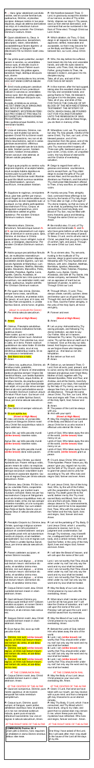P: ♱ Hanc igitur oblatiónem servitútis nostræ, sed et cunctæ famíliæ tuæ, quǽsumus, Dómine, ut placátus accípias: diésque nostros in tua pace dispónas, atque ab ætérna damnatióne nos éripi, et in electórum tuórum júbeas grege numerári. Per Christum Dóminum nostrum. Amen.

P: We therefore beseech Thee: O Lord, to graciously accept this oblation of our service, as also of Thy entire family; dispose our days in Thy peace, save us from eternal damnation, and command that we be numbered in the flock of Thine elect. Through Christ our Lord. Amen.

P: Quam oblatiónem tu, Deus, in ómnibus, quǽsumus, bene✠díctam, adscríp✠tam, ra✠tam, rationábilem, acceptabilémque fácere dignéris: ut nobis Cor✠pus, et San✠guis fiat dilectíssimi Fílii tui Dómini nostri Jesu Christi.

P: Which oblation do Thou, O God, deign in all respects to make blessed, approved, ratified, reasonable and acceptable, so that it may become for us the Body and Blood of Thy most beloved Son, our Lord, Jesus Christ.

P: Qui prídie quam paterétur, accépit panem in sanctas, ac venerábiles manus suas, et elevátis óculis in cælum ad te Deum Patrem suum omnipoténtem, tibi grátias agens, bene✠díxit, fregit, dedítque discípulis suis, dicens:
Accípite, et manducáte ex hoc omnes.
HOC EST ENIM CORPUS MEUM.

P: Who, the day before He suffered, took bread into His holy and venerable hands, and with His eyes raised to heaven unto Thee, God, His almighty Father, giving thanks to Thee, He blessed it, broke it, and gave it to His disciples saying:
Take and eat ye all of this,
FOR THIS IS MY BODY.

P: Símili modo postquam cenátum est, accípiens et hunc præclárum Cálicem in sanctas ac venerábiles manus suas: item tibi grátias agens, bene✠díxit, dedítque discípulis suis, dicens:
Accípite, et bíbite ex eo omnes.
HIC EST ENIM CALIX SANGUINIS MEI, NOVI ET ÆTERNI TESTAMENTI: MYSTERIUM FIDEI: QUI PRO VOBIS ET PRO MULTIS EFFUNDETUR IN REMISSIONEM PECCATORUM.
Hæc quotiescúmque fecéritis, in mei memóriam faciétis.

P: In like manner, after He had supped, taking also this excellent chalice into His holy and venerable hands, and giving thanks to Thee, He blessed it, and gave it to His disciples, saying:
Take and drink ye all of this:
FOR THIS IS THE CHALICE OF MY BLOOD OF THE NEW AND ETERNAL TESTAMENT: THE MYSTERY OF FAITH: WHICH SHALL BE POURED OUT FOR YOU AND FOR MANY UNTO THE REMISSION OF SINS.
As often as you shall do these things, you do them in memory of Me.

P: Unde et mémores, Dómine, nos servi tui, sed et plebs tua sancta, ejúsdem Christi Fílii tui, Dómini nostri, tam beátæ passiónis, nec non et ab ínferis resurrectiónis, sed et in cælos gloriósæ ascensiónis: offérimus præcláræ majestáti tuæ de tuis donis, ac datis, hóstiam ✠ puram, hóstiam ✠ sanctam, hóstiam ✠ immaculátam, Panem ✠ sanctum vitæ ætérnæ, et Calicem ✠ salútis perpétuæ.

P: Wherefore, Lord, we, Thy servants, as also Thy holy people, mindful of the same Christ, Thy Son, our Lord, of His blessed passion, and of His resurrection from the grave, and of His glorious ascension into heaven, offer unto Thy most excellent majesty of Thine own gifts bestowed upon us, a pure victim, a holy victim, an unspotted victim, the holy bread of eternal life and the chalice of everlasting salvation.

P: Supra quæ propítio ac seréno vultu respícere dignéris: et accépta habére, sícuti accépta habére dignátus es múnera púeri tui justi Abel, et sacrifícium Patriárchæ nostri Ábrahæ: et quod tibi óbtulit summus sacérdos tuus Melchísedech, sanctum sacrifícium, immaculátam hóstiam.

P: Deign to regard them with a gracious and tranquil countenance, and to accept them, even as Thou wast pleased to accept the gifts of Thy just servant Abel, and the sacrifice of Abraham our Patriarch, and that which Thy chief priest Melchisedech offered to Thee, a holy sacrifice, an unspotted victim.

P: Súpplices te rogámus, omnípotens Deus: jube hæc perférri per manus sancti Ángeli tui in sublíme altáre tuum, in conspéctu divínæ majestátis tuæ: ut quotquot, ex hac altáris participatióne sacrosánctum Fílii tui, Cor✠pus, et Sán✠guinem sumpsérimus, omni benedictióne cælésti et grátia repleámur. Per eúndem Christum Dóminum nostrum. Amen.

P: Humbly we pray Thee, almighty God, command these offerings to be borne by the hands of Thy holy Angel to Thine altar on high, in the sight of Thy divine majesty, so that those of us who, from this participation of the altar, shall consume the most holy Body and Blood of Thy Son, may be filled with every heavenly blessing and grace. Through the same Christ our Lord. Amen.

P: Meménto étiam, Dómine, famulórum, famularúmque tuárum **N.** et **N.** qui nos præcessérunt cum signo fídei, et dórmiunt in somno pacis. Ipsis, Dómine, et ómnibus in Christo quiescéntibus, locum refrigérii, lucis et pacis, ut indúlgeas, deprecámur. Per eúndem Christum Dóminum nostrum. Amen.

P: Be mindful also, O Lord, of Thy servants and handmaids **N.** and **N.**, who have gone before us with the sign of faith and rest in the sleep of peace. To these, O Lord, and to all who rest in Christ, we plead that you grant a place of comfort, light, and peace. Through the same Christ our Lord. Amen.

P: Nobis quoque peccatóribus fámulis tuis, de multitúdine miseratiónum tuárum sperántibus, partem áliquam, et societátem donáre dignéris, cum tuis sanctis Apóstolis et Martýribus: cum Joánne, Stéphano, Matthía, Bárnaba, Ignátio, Alexándro, Marcellíno, Petro, Felicitáte, Perpétua, Ágatha, Lúcia, Agnéte, Cæcília, Anastásia, et ómnibus Sanctis tuis: intra quorum nos consórtium, non æstimátor mériti, sed véniæ, quǽsumus, largítor admítte. Per Christum Dóminum nostrum.

P: To us sinners also, Thy servants, trusting in the multitude of Thy mercies, deign to grant some part and fellowship with Thy holy Apostles and Martyrs, with John, Stephen, Matthias, Barnabas, Ignatius, Alexander, Marcellinus, Peter, Felicitas, Perpetua, Agatha, Lucy, Agnes, Cecilia, Anastasia, and with all Thy Saints, into whose company, we beseech Thee, not as appraiser of merit but as bestower of pardon, to admit us. Through Christ our Lord.

P: Per quem hæc ómnia, Dómine, semper bona creas, sanctí✠ficas, vivi✠ficas, bene✠dícis, et præstas nobis. Per ip✠sum, et cum ip✠so, et in ip✠so, est tibi Deo Patri omnipoténti, in unitáte Spíritus ✠ Sancti, omnis honor, et glória.

P: Through Whom, O Lord, Thou always createst, sanctifiest, quickenest, blessest and bestowest upon us all good things. Through Him and with Him and in Him is to Thee, God the Father almighty, in the unity of the Holy Spirit, all honor and glory.

(Stand or kneel)
P: Per ómnia sǽcula sæculórum.
S: Amen.

P: Forever and ever.
S: Amen.

**(Stand at High Mass)**
P: Orémus. Præcéptis salutáribus móniti, et divína institutióne formáti audémus dícere:
Pater noster, qui es in cælis, Sanctificétur nomen tuum. Adveniat regnum tuum. Fiat volúntas tua, sicut in cælo et in terra. Panem nostrum quotidiánum da nobis hódie. Et dimítte nobis débita nostra, sicut et nos dimíttimus debitóribus nostris. Et ne nos indúcas in tentatiónem:
S: **Sed líbera nos a malo.**
P: Amen.

**(Stand at High Mass)**
P: Let us pray. Admonished by Thy saving precepts, and following Thy divine institution, we dare to say:
Our Father, Who art in heaven, hallowed be Thy name; Thy kingdom come; Thy will be done on earth as it is in heaven. Give us this day our daily bread. And forgive us our trespasses as we forgive those who trespass against us. And lead us not into temptation.
S: But deliver us from evil.
P: Amen.

P: Líbera nos, quǽsumus, Dómine, ab ómnibus malis, prætéritis, præséntibus, et futúris: et intercedénte beáta et gloriósa semper Vírgine Dei Genitríce María, cum beátis Apóstolis tuis Petro et Paulo, atque Andréa, et ómnibus Sanctis, da propítius pacem in diébus nostris: ut ope misericórdiæ tuæ adjúti, et a peccáto simus semper líberi et ab omni perturbatióne secúri. Per eúndem Dóminum nostrum Jesum Christum Fílium tuum. Qui tecum vivit et regnat in unitáte Spíritus Sancti Deus. Per ómnia sǽcula sæculórum.

P: Deliver us, we beseech Thee, O Lord, from all evils, past, present, and to come; and by the intercession of the blessed and glorious ever Virgin Mary, Mother of God, together with Thy blessed Apostles Peter and Paul, and Andrew, and all the Saints, mercifully grant peace in our days, that sustained by the help of Thy mercy, we may be always free from sin and secure from all disturbance. Through the same Jesus Christ, Thy Son, our Lord, Who lives and reigns with Thee, in the unity of the Holy Spirit, God, forever and ever.

S: **Amen.**
P: Pax Dómini sit semper vobíscum.
S: **Et cum spíritu tuo.**

S: Amen.
P: The peace of the Lord be always with you.
S: And with your spirit.

**(Kneel at High Mass)**
P: Hæc commíxtio, et consecrátio Córporis et Sánguinis Dómini nostri Jesu Christi fiat accipiéntibus nobis in vitam ætérnam. Amen.

**(Kneel at High Mass)**
P: May this mingling and consecration of the Body and Blood of our Lord Jesus Christ be to us who receive it effectual unto eternal life. Amen.

Agnus Dei, qui tollis peccáta mundi: **(strike breast)** miserére nobis.
Agnus Dei, qui tollis peccáta mundi: **(strike breast)** miserére nobis.
Agnus Dei, qui tollis peccáta mundi: **(strike breast)** dona nobis pacem.

Lamb of God, Who takest away the sins of the world, **(strike breast)** have mercy on us.
Lamb of God, Who takest away the sins of the world, **(strike breast)** have mercy on us.
Lamb of God, Who takest away the sins of the world, **(strike breast)** grant us peace.

P: Dómine Jesu Christe, qui dixísti Apóstolis tuis: Pacem relínquo vobis, pacem meam do vobis: ne respícias peccáta mea, sed fidem Ecclésiæ tuæ; eámque secúndum voluntátem tuam pacificáre et coadunáre dignéris: Qui vivis et regnas Deus per ómnia sǽcula sæculórum. Amen.

P: O Lord Jesus Christ, Who said to Thine Apostles: Peace I leave you, My peace I give you; look not upon my sins, but the faith of Thy Church, and deign to give her peace and unity according to Thy will: Who lives and reigns God, forever and ever. Amen.

P: Dómine Jesu Christe, Fili Dei vivi, qui ex voluntáte Patris, cooperánte Spíritu Sancto, per mortem tuam mundum vivificásti: líbera me per hoc sacrosánctum Corpus et Sánguinem tuum ab ómnibus iniquitátibus meis, et univérsis malis: et fac me tuis semper inhærére mandátis, et a te numquam separári permíttas: Qui cum eódem Deo Patre et Spíritu Sancto vivis et regnas Deus in sǽcula sæculórum. Amen.

P: Lord Jesus Christ, Son of the living God, Who by the will of the Father, with the cooperation of the Holy Spirit, hast by Thy death given life to the world; deliver me by this Thy most sacred Body and Blood, from all my iniquities and from every evil; make me always cleave to Thy commandments, and never permit me to be separated from Thee. Who with the same God the Father and the Holy Spirit, lives and reigns God, forever and ever. Amen.

P: Percéptio Córporis tui, Dómine Jesu Christe, quod ego indígnus súmere præsúmo, non mihi provéniat in judícium et condemnatiónem: sed pro tua pietáte prosit mihi ad tutaméntum mentis et córporis, et ad medélam percipiéndam: Qui vivis et regnas cum Deo Patre in unitáte Spíritus Sancti Deus, per ómnia sǽcula sæculórum. Amen.

P: Let not the partaking of Thy Body, O Lord Jesus Christ, which I, unworthy, presume to receive, turn to my judgment and condemnation; but through Thy kindness, may it benefit me, a safeguard and remedy for soul and body; Who with God the Father, in the unity of the Holy Spirit, lives and reigns God, forever and ever. Amen.

P: Panem cæléstem accípiam, et nomen Dómini invocábo.

P: I will take the Bread of Heaven, and will call upon the name of the Lord.

Dómine, non sum dignus **(strike breast)** ut intres sub tectum meum: sed tantum dic verbo, et sanábitur ánima mea.
Dómine, non sum dignus **(strike breast)** ut intres sub tectum meum: sed tantum dic verbo, et sanábitur ánima mea.
Dómine, non sum dignus **(strike breast)** ut intres sub tectum meum: sed tantum dic verbo, et sanábitur ánima mea.

Lord, I am not worthy **(strike breast)** that Thou shouldst enter under my roof; but only say the word and my soul shall be healed.
Lord, I am not worthy **(strike breast)** that Thou shouldst enter under my roof; but only say the word and my soul shall be healed.
Lord, I am not worthy **(strike breast)** that Thou shouldst enter under my roof; but only say the word and my soul shall be healed.

P: Corpus Dómini nostri Jesu Christi custódiat ánimam meam in vitam ætérnam. Amen.

P: May the Body of our Lord Jesus Christ preserve my soul unto everlasting life. Amen.

P: Quid retríbuam Dómino pro ómnibus quæ retríbuit mihi? Cálicem salutáris accípiam, et nomen Dómini invocábo. Laudans invocábo Dóminum, et ab inimícis meis salvus ero.

P: What return shall I render unto the Lord for all He has given me? I will take the Chalice of salvation, and I will call upon the name of the Lord. Praising I will call upon the Lord, and I shall be saved from my enemies.

P: Sanguis Dómini nostri Jesu Christi custódiat ánimam meam in vitam ætérnam. Amen.

P: May the Blood of our Lord Jesus Christ preserve my soul unto everlasting life. Amen.

P: Ecce Agnus Dei, ecce qui tollit peccáta mundi.

P: Behold the Lamb of God, behold Him who takes away the sins of the world.

S: **Dómine, non sum dignus (strike breast)** ut intres sub tectum meum: sed tantum dic verbo, et sanábitur ánima mea.
S: **Dómine, non sum dignus (strike breast)** ut intres sub tectum meum: sed tantum dic verbo, et sanábitur ánima mea.
S: **Dómine, non sum dignus (strike breast)** ut intres sub tectum meum: sed tantum dic verbo, et sanábitur ánima mea.

S: Lord, I am not worthy **(strike breast)** that Thou shouldst enter under my roof; but only say the word and my soul shall be healed.
S: Lord, I am not worthy **(strike breast)** that Thou shouldst enter under my roof; but only say the word and my soul shall be healed.
S: Lord, I am not worthy **(strike breast)** that Thou shouldst enter under my roof; but only say the word and my soul shall be healed.

AT THE COMMUNION RAIL
P: Corpus Dómini nostri Jesu Christi custódiat ánimam tuam in vitam ætérnam. Amen.

AT THE COMMUNION RAIL
P: May the Body of our Lord Jesus Christ preserve your soul unto everlasting life. Amen.

AT THE CENTER OF THE ALTAR
P: Quod ore súmpsimus, Dómine, pura mente capiámus: et de múnere temporáli fiat nobis remédium sempitérnum.

AT THE CENTER OF THE ALTAR
P: Grant, O Lord, that what we have taken with our mouth, we may receive with a pure mind; and that from a temporal gift it may become to us an eternal remedy.

P: Corpus tuum, Dómine, quod sumpsi, et Sanguis, quem potávi, adhǽreat viscéribus meis: et præsta; ut in me non remáneat scélerum mácula, quem pura et sancta refecérunt sacraménta: Qui vivis et regnas in sǽcula sæculórum. Amen.

P: May Thy Body, O Lord, which I have received, and Thy Blood which I have drunk, cleave to my inmost parts: and grant that no stain of sin may remain in me, whom these pure and holy Sacraments have refreshed. Who lives and reigns, forever and ever. Amen.

AT THE RIGHT SIDE OF THE ALTAR

**COMMUNION Psalms 26: 4**
Unam pétii a Dómino, hanc requíram: ut inhábitem in domo Dómini ómnibus diébus vitæ meæ.

AT THE RIGHT SIDE OF THE ALTAR
One thing I have asked of the Lord; this I will seek after: that I may dwell in the house of the Lord all the days of my life.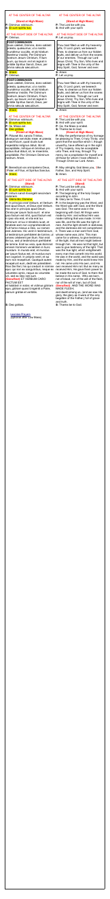## AT THE CENTER OF THE ALTAR

**(Stand at High Mass)**

**P:** Dóminus vobíscum.
**S:** Et cum spíritu tuo.

## AT THE RIGHT SIDE OF THE ALTAR

**P:** Orémus.

**POSTCOMMUNION**

Quas cæléstei, Dómine, dono satiáti, præsta, quæsumus, ut a nostris mundémur occúltis, et ab hóstium liberémur insídiis. Per Dóminum nostrum Jesum Christum, Fílium tuum, qui tecum vivit et regnat in unitáte Spíritus Sancti, Deus, per ómnia sǽcula sæculórum.

**S:** Amen.
**P:** Orémus.

**POSTCOMMUNION**

Quas cæléstei, Dómine, dono satiáti, præsta, quæsumus, ut a nostris mundémur occúltis, et ab hóstium liberémur insídiis. Per Dóminum nostrum Jesum Christum, Fílium tuum, qui tecum vivit et regnat in unitáte Spíritus Sancti, Deus, per ómnia sǽcula sæculórum.

**S:** Amen.

## AT THE CENTER OF THE ALTAR

**P:** Dóminus vobíscum.
**S:** Et cum spíritu tuo.
**P:** Ite, Missa est.
**S:** Deo grátias.

**(Kneel at High Mass)**

**P:** Pláceat tibi, sancta Trínitas, obséquium servitútis meæ: et præsta; ut sacrifícium, quod óculis tuæ majestátis indígnus óbtuli, tibi sit acceptábile, mihíque et ómnibus pro quibus illud óbtuli, sit, te miseránte, propitiábile. Per Christum Dóminum nostrum. Amen.

**P:** Benedícat vos omnípotens Deus, †Pater, et Fílius, et Spíritus Sanctus.
**S:** Amen.

## AT THE LEFT SIDE OF THE ALTAR

**(Stand)**

**P:** Dóminus vobíscum.
**S:** Et cum spíritu tuo.
**P:** Inítium sancti Evangélii secúndum Joánnem.
**S:** Glória tibi, Dómine.

**P:** In princípio erat Verbum, et Verbum erat apud Deum, et Deus erat Verbum. Hoc erat in princípio apud Deum. Omnia per ipsum facta sunt: et sine ipso factum est nihil, quod factum est: in ipso vita erat, et vita erat lux hóminum: et lux in ténebris lucet, et ténebræ eam non comprehendérunt. Fuit homo missus a Deo, cui nomen erat Joánnes. Hic venit in testimónium, ut testimónium perhibéret de lúmine, ut omnes créderent per illum. Non erat ille lux, sed ut testimónium perhibéret de lúmine. Erat lux vera, quæ illúminat omnem hóminem veniéntem in hunc mundum. In mundo erat, et mundus per ipsum factus est, et mundus eum non cognóvit. In própria venit, et sui eum non recepérunt. Quotquot autem recepérunt eum, dedit eis potestátem fílios Dei fíeri, his qui credunt in nómine ejus: qui non ex sanguínibus, neque ex voluntáte carnis, neque ex voluntáte viri, sed ex Deo nati sunt. **(Genuflect)** ET VERBUM CARO FACTUM EST et habitávit in nobis: et vídimus glóriam ejus, glóriam quasi Unigéniti a Patre, plenum grátiæ et veritátis.

**S:** Deo grátias.

Leonine Prayers
(Optional after Low Mass)

## AT THE CENTER OF THE ALTAR

**(Stand at High Mass)**

**P:** The Lord be with you.
**S:** And with your spirit.

## AT THE RIGHT SIDE OF THE ALTAR

**P:** Let us pray.

You have filled us with thy heavenly gifts, O Lord: grant, we beseech Thee, to cleanse us from our hidden faults, and deliver us from the snares of our enemies. Through our Lord Jesus Christ, Thy Son, Who lives and reigns with Thee in the unity of the Holy Spirit, God, forever and ever.

**S:** Amen.
**P:** Let us pray.

You have filled us with thy heavenly gifts, O Lord: grant, we beseech Thee, to cleanse us from our hidden faults, and deliver us from the snares of our enemies. Through our Lord Jesus Christ, Thy Son, Who lives and reigns with Thee in the unity of the Holy Spirit, God, forever and ever.

**S:** Amen.

## AT THE CENTER OF THE ALTAR

**P:** The Lord be with you.
**S:** And with your spirit.
**P:** Go, the Mass is ended.
**S:** Thanks be to God.

**(Kneel at High Mass)**

**P:** May the performance of my homage be pleasing to Thee, O holy Trinity: and grant that the sacrifice which I, though unworthy, have offered up in the sight of Thy majesty, may be acceptable unto Thee, and may, through Thy mercy, be a propitiation for myself and all those for whom I have offered it. Through Christ our Lord. Amen.

**P:** May almighty God bless you, †the Father, Son, and Holy Spirit.
**S:** Amen.

## AT THE LEFT SIDE OF THE ALTAR

**(Stand)**

**P:** The Lord be with you.
**S:** And with your spirit.
**P:** The beginning of the holy Gospel according to John.
**S:** Glory be to Thee, O Lord.

**P:** In the beginning was the Word, and the Word was with God; and the Word was God. The same was in the beginning with God. All things were made by Him: and without Him was made nothing that was made. In Him was life, and the life was the light of men. And the light shineth in darkness, and the darkness did not comprehend it. There was a man sent from God, whose name was John. This man came for a witness, to give testimony of the light, that all men might believe through him. He was not that light, but was to give testimony of the light. That was the true light, which enlighteneth every man that cometh into this world. He was in the world, and the world was made by Him, and the world knew Him not. He came unto His own, and His own received Him not. But as many as received Him, He gave them power to be made the sons of God, to them that believe in His name. Who are born, not of blood, nor of the will of the flesh, nor of the will of man, but of God. **(Genuflect)** AND THE WORD WAS MADE FLESH, and dwelt among us, (and we saw His glory, the glory as it were of the only begotten of the Father,) full of grace and truth.

**S:** Thanks be to God.